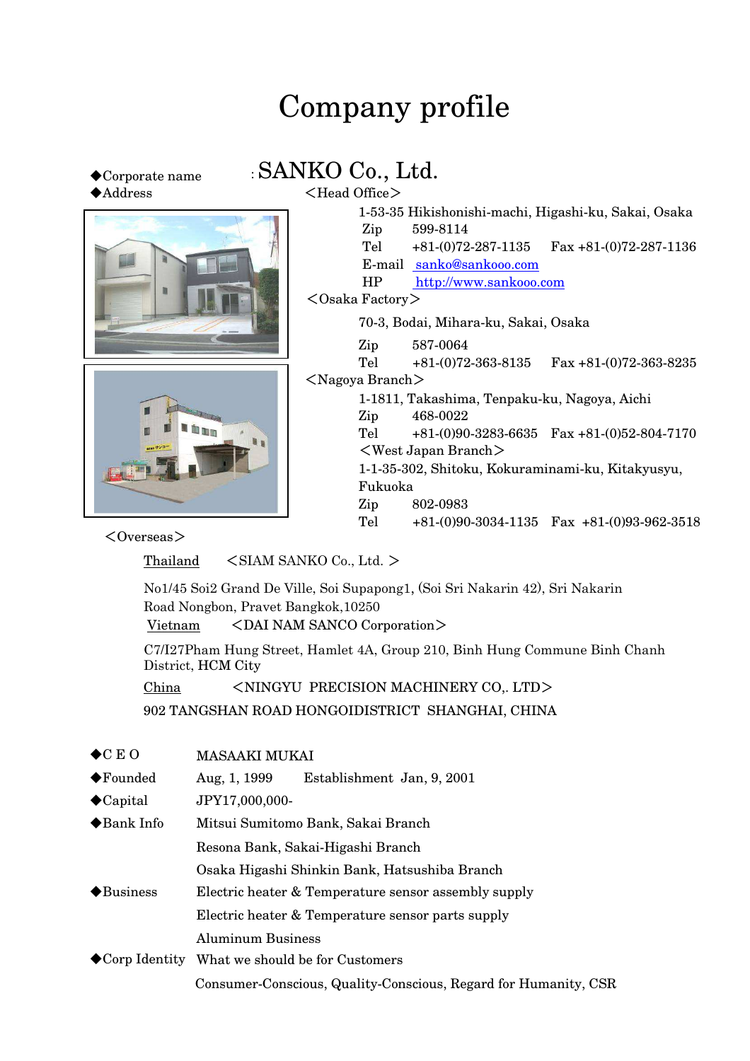# Company profile

◆Corporate name　: SANKO Co., Ltd.

◆Address

＜Head Office＞

1-53-35 Hikishonishi-machi, Higashi-ku, Sakai, Osaka
Zip　599-8114
Tel　+81-(0)72-287-1135　Fax +81-(0)72-287-1136
E-mail　sanko@sankooo.com
HP　http://www.sankooo.com

＜Osaka Factory＞

70-3, Bodai, Mihara-ku, Sakai, Osaka
Zip　587-0064
Tel　+81-(0)72-363-8135　Fax +81-(0)72-363-8235

＜Nagoya Branch＞

1-1811, Takashima, Tenpaku-ku, Nagoya, Aichi
Zip　468-0022
Tel　+81-(0)90-3283-6635　Fax +81-(0)52-804-7170

＜West Japan Branch＞

1-1-35-302, Shitoku, Kokuraminami-ku, Kitakyusyu, Fukuoka
Zip　802-0983
Tel　+81-(0)90-3034-1135　Fax +81-(0)93-962-3518

＜Overseas＞

Thailand　＜SIAM SANKO Co., Ltd. ＞

No1/45 Soi2 Grand De Ville, Soi Supapong1, (Soi Sri Nakarin 42), Sri Nakarin Road Nongbon, Pravet Bangkok,10250

Vietnam　＜DAI NAM SANCO Corporation＞

C7/I27Pham Hung Street, Hamlet 4A, Group 210, Binh Hung Commune Binh Chanh District, HCM City

China　＜NINGYU PRECISION MACHINERY CO,. LTD＞

902 TANGSHAN ROAD HONGOIDISTRICT SHANGHAI, CHINA

◆C E O　MASAAKI MUKAI

◆Founded　Aug, 1, 1999　Establishment Jan, 9, 2001

◆Capital　JPY17,000,000-

◆Bank Info　Mitsui Sumitomo Bank, Sakai Branch
Resona Bank, Sakai-Higashi Branch
Osaka Higashi Shinkin Bank, Hatsushiba Branch

◆Business　Electric heater & Temperature sensor assembly supply
Electric heater & Temperature sensor parts supply
Aluminum Business

◆Corp Identity　What we should be for Customers
Consumer-Conscious, Quality-Conscious, Regard for Humanity, CSR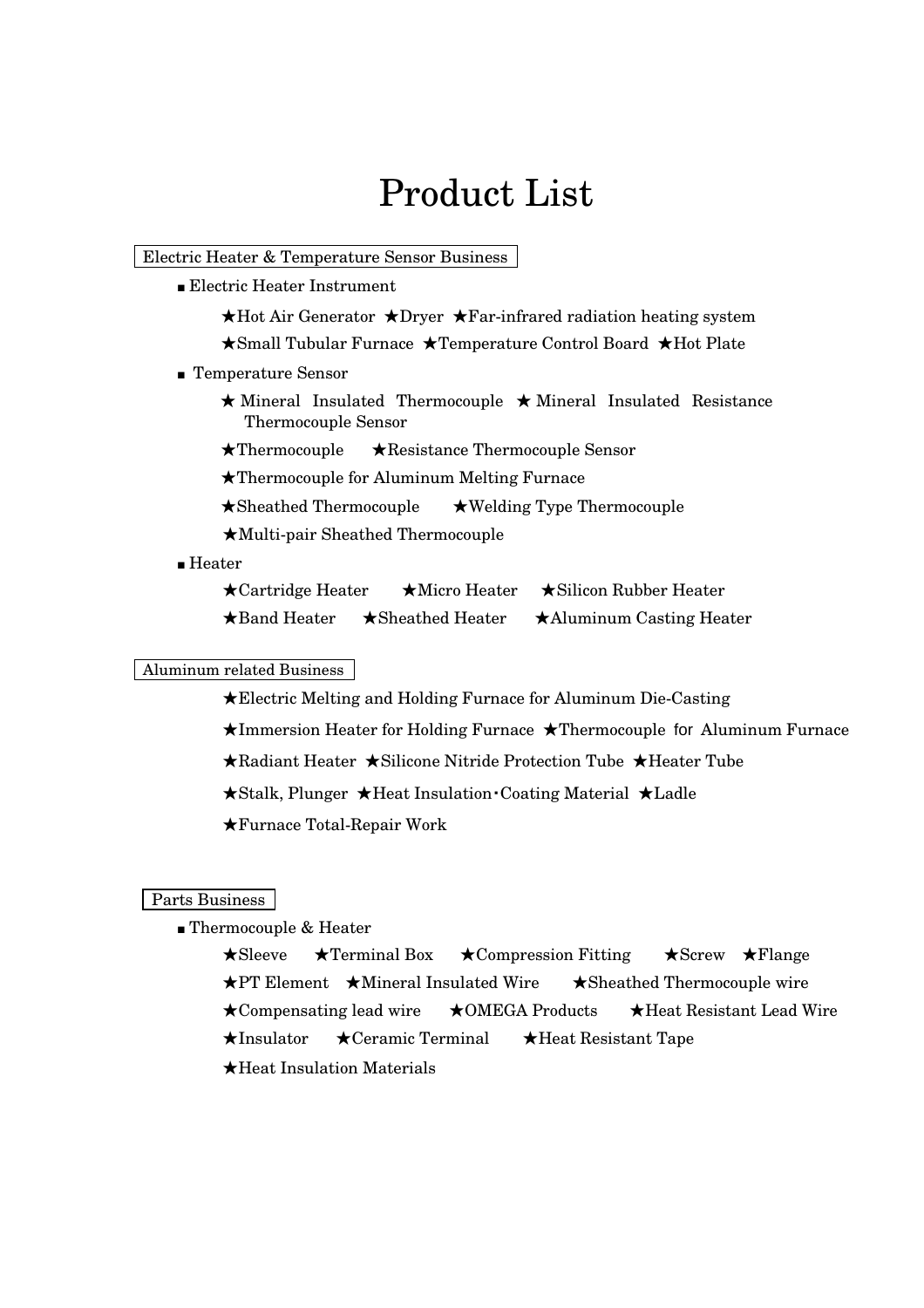# Product List

## Electric Heater & Temperature Sensor Business

■ Electric Heater Instrument

★Hot Air Generator ★Dryer ★Far-infrared radiation heating system

★Small Tubular Furnace ★Temperature Control Board ★Hot Plate

■ Temperature Sensor

★Mineral Insulated Thermocouple ★Mineral Insulated Resistance Thermocouple Sensor

★Thermocouple ★Resistance Thermocouple Sensor

★Thermocouple for Aluminum Melting Furnace

★Sheathed Thermocouple ★Welding Type Thermocouple

★Multi-pair Sheathed Thermocouple

■ Heater

★Cartridge Heater ★Micro Heater ★Silicon Rubber Heater

★Band Heater ★Sheathed Heater ★Aluminum Casting Heater

## Aluminum related Business

★Electric Melting and Holding Furnace for Aluminum Die-Casting

★Immersion Heater for Holding Furnace ★Thermocouple for Aluminum Furnace

★Radiant Heater ★Silicone Nitride Protection Tube ★Heater Tube

★Stalk, Plunger ★Heat Insulation･Coating Material ★Ladle

★Furnace Total-Repair Work

## Parts Business

■ Thermocouple & Heater

★Sleeve ★Terminal Box ★Compression Fitting ★Screw ★Flange

★PT Element ★Mineral Insulated Wire ★Sheathed Thermocouple wire

★Compensating lead wire ★OMEGA Products ★Heat Resistant Lead Wire

★Insulator ★Ceramic Terminal ★Heat Resistant Tape

★Heat Insulation Materials